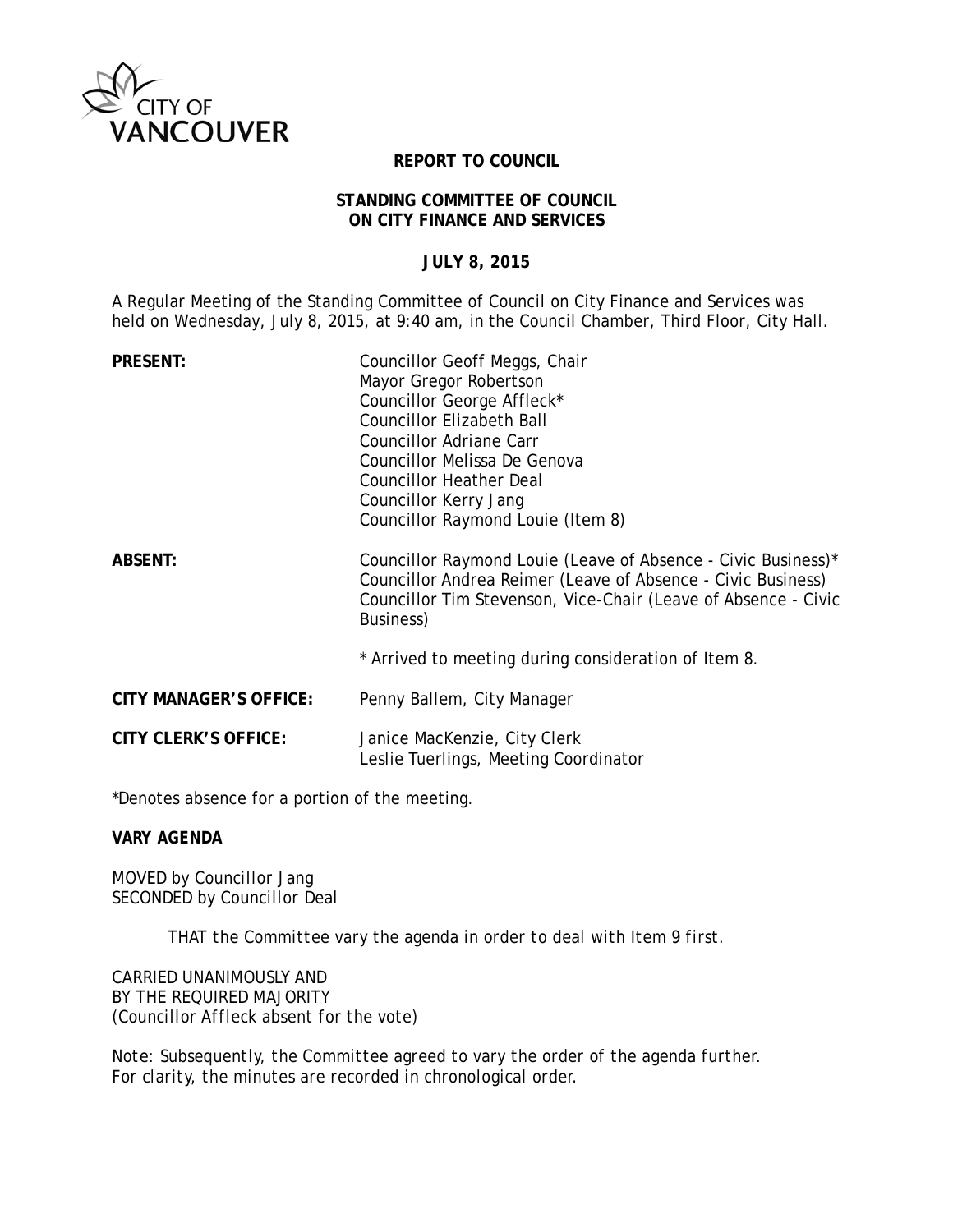**REPORT TO COUNCIL**

**STANDING COMMITTEE OF COUNCIL ON CITY FINANCE AND SERVICES**

**JULY 8, 2015**

A Regular Meeting of the Standing Committee of Council on City Finance and Services was held on Wednesday, July 8, 2015, at 9:40 am, in the Council Chamber, Third Floor, City Hall.

| | |
|---|---|
| **PRESENT:** | Councillor Geoff Meggs, Chair<br>Mayor Gregor Robertson<br>Councillor George Affleck*<br>Councillor Elizabeth Ball<br>Councillor Adriane Carr<br>Councillor Melissa De Genova<br>Councillor Heather Deal<br>Councillor Kerry Jang<br>Councillor Raymond Louie (Item 8) |
| **ABSENT:** | Councillor Raymond Louie (Leave of Absence - Civic Business)*<br>Councillor Andrea Reimer (Leave of Absence - Civic Business)<br>Councillor Tim Stevenson, Vice-Chair (Leave of Absence - Civic Business)<br><br>* Arrived to meeting during consideration of Item 8. |
| **CITY MANAGER'S OFFICE:** | Penny Ballem, City Manager |
| **CITY CLERK'S OFFICE:** | Janice MacKenzie, City Clerk<br>Leslie Tuerlings, Meeting Coordinator |

*Denotes absence for a portion of the meeting.

**VARY AGENDA**

MOVED by Councillor Jang
SECONDED by Councillor Deal

> *THAT the Committee vary the agenda in order to deal with Item 9 first.*

CARRIED UNANIMOUSLY AND
BY THE REQUIRED MAJORITY
*(Councillor Affleck absent for the vote)*

*Note: Subsequently, the Committee agreed to vary the order of the agenda further. For clarity, the minutes are recorded in chronological order.*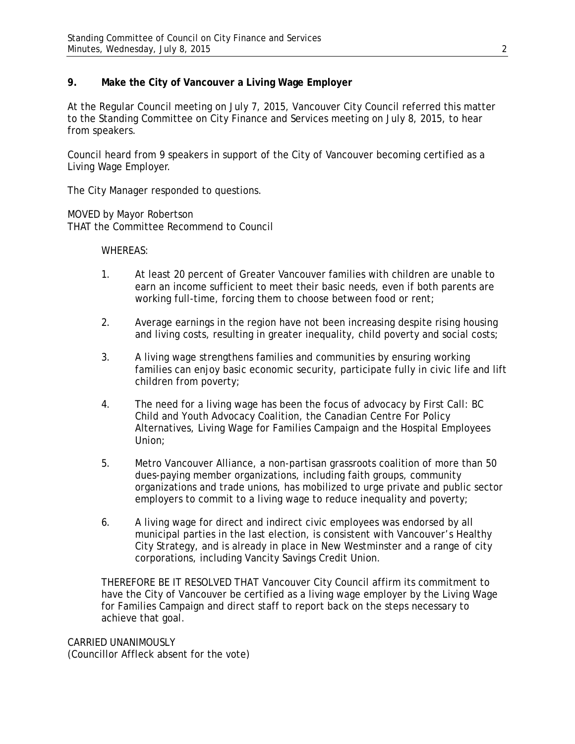## 9. Make the City of Vancouver a Living Wage Employer

At the Regular Council meeting on July 7, 2015, Vancouver City Council referred this matter to the Standing Committee on City Finance and Services meeting on July 8, 2015, to hear from speakers.

Council heard from 9 speakers in support of the City of Vancouver becoming certified as a Living Wage Employer.

The City Manager responded to questions.

MOVED by Mayor Robertson
THAT the Committee Recommend to Council

WHEREAS:

1. At least 20 percent of Greater Vancouver families with children are unable to earn an income sufficient to meet their basic needs, even if both parents are working full-time, forcing them to choose between food or rent;

2. Average earnings in the region have not been increasing despite rising housing and living costs, resulting in greater inequality, child poverty and social costs;

3. A living wage strengthens families and communities by ensuring working families can enjoy basic economic security, participate fully in civic life and lift children from poverty;

4. The need for a living wage has been the focus of advocacy by First Call: BC Child and Youth Advocacy Coalition, the Canadian Centre For Policy Alternatives, Living Wage for Families Campaign and the Hospital Employees Union;

5. Metro Vancouver Alliance, a non-partisan grassroots coalition of more than 50 dues-paying member organizations, including faith groups, community organizations and trade unions, has mobilized to urge private and public sector employers to commit to a living wage to reduce inequality and poverty;

6. A living wage for direct and indirect civic employees was endorsed by all municipal parties in the last election, is consistent with Vancouver's Healthy City Strategy, and is already in place in New Westminster and a range of city corporations, including Vancity Savings Credit Union.

THEREFORE BE IT RESOLVED THAT Vancouver City Council affirm its commitment to have the City of Vancouver be certified as a living wage employer by the Living Wage for Families Campaign and direct staff to report back on the steps necessary to achieve that goal.

CARRIED UNANIMOUSLY
(Councillor Affleck absent for the vote)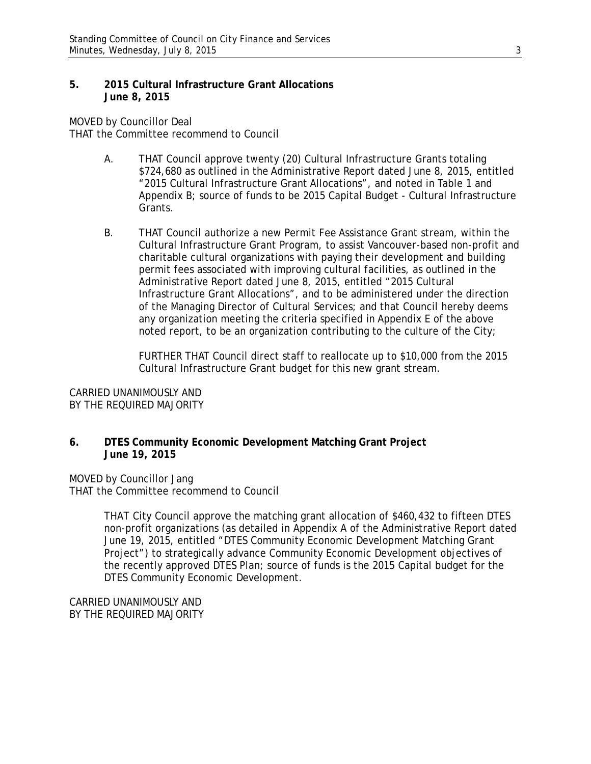**5. 2015 Cultural Infrastructure Grant Allocations**
**June 8, 2015**

MOVED by Councillor Deal
THAT the Committee recommend to Council

A. THAT Council approve twenty (20) Cultural Infrastructure Grants totaling $724,680 as outlined in the Administrative Report dated June 8, 2015, entitled "2015 Cultural Infrastructure Grant Allocations", and noted in Table 1 and Appendix B; source of funds to be 2015 Capital Budget - Cultural Infrastructure Grants.

B. THAT Council authorize a new Permit Fee Assistance Grant stream, within the Cultural Infrastructure Grant Program, to assist Vancouver-based non-profit and charitable cultural organizations with paying their development and building permit fees associated with improving cultural facilities, as outlined in the Administrative Report dated June 8, 2015, entitled "2015 Cultural Infrastructure Grant Allocations", and to be administered under the direction of the Managing Director of Cultural Services; and that Council hereby deems any organization meeting the criteria specified in Appendix E of the above noted report, to be an organization contributing to the culture of the City;

FURTHER THAT Council direct staff to reallocate up to $10,000 from the 2015 Cultural Infrastructure Grant budget for this new grant stream.

CARRIED UNANIMOUSLY AND
BY THE REQUIRED MAJORITY

**6. DTES Community Economic Development Matching Grant Project**
**June 19, 2015**

MOVED by Councillor Jang
THAT the Committee recommend to Council

THAT City Council approve the matching grant allocation of $460,432 to fifteen DTES non-profit organizations (as detailed in Appendix A of the Administrative Report dated June 19, 2015, entitled "DTES Community Economic Development Matching Grant Project") to strategically advance Community Economic Development objectives of the recently approved DTES Plan; source of funds is the 2015 Capital budget for the DTES Community Economic Development.

CARRIED UNANIMOUSLY AND
BY THE REQUIRED MAJORITY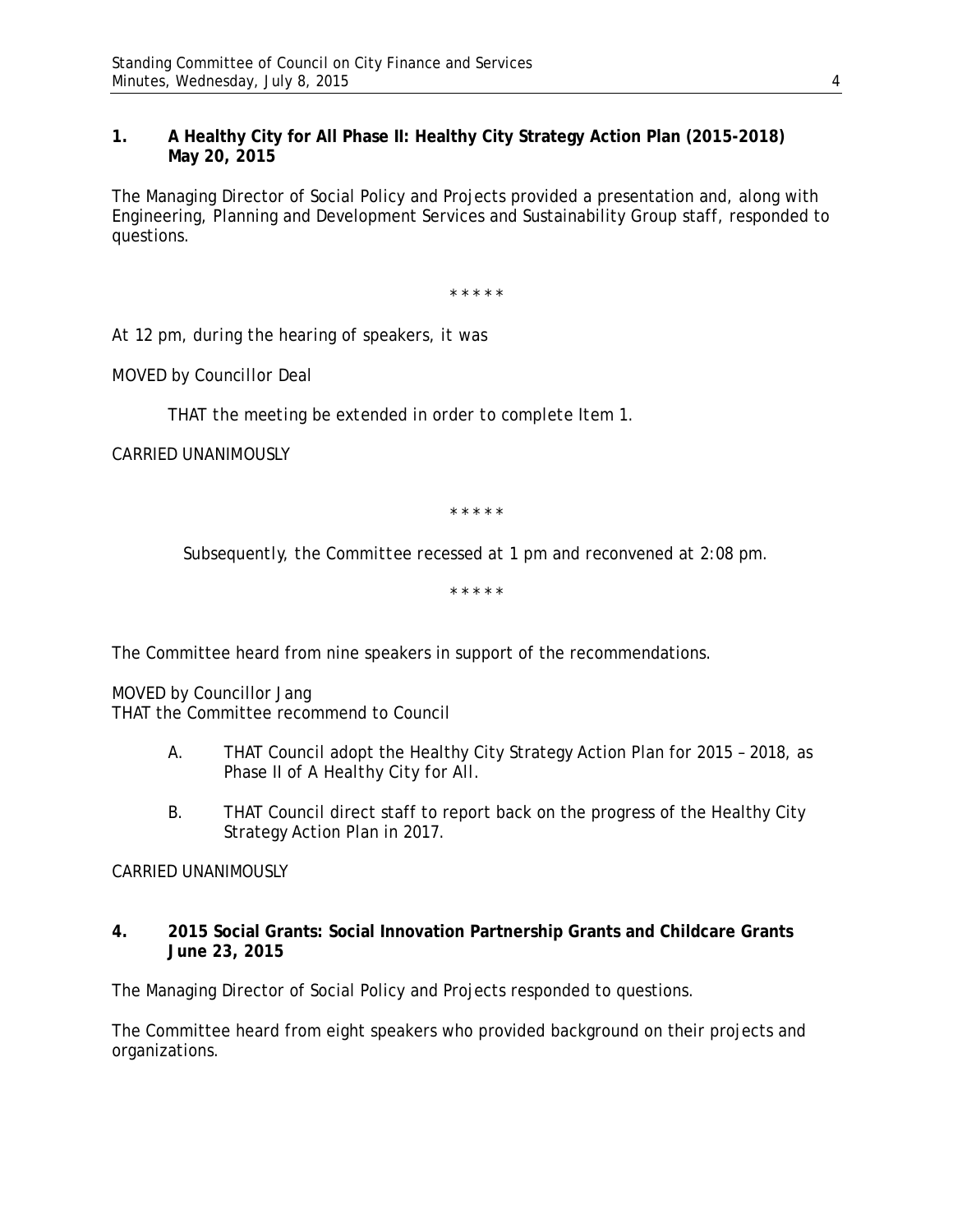**1. A Healthy City for All Phase II: Healthy City Strategy Action Plan (2015-2018) May 20, 2015**

The Managing Director of Social Policy and Projects provided a presentation and, along with Engineering, Planning and Development Services and Sustainability Group staff, responded to questions.

\* \* \* \* \*

At 12 pm, during the hearing of speakers, it was

MOVED by Councillor Deal

> THAT the meeting be extended in order to complete Item 1.

CARRIED UNANIMOUSLY

\* \* \* \* \*

*Subsequently, the Committee recessed at 1 pm and reconvened at 2:08 pm.*

\* \* \* \* \*

The Committee heard from nine speakers in support of the recommendations.

MOVED by Councillor Jang
THAT the Committee recommend to Council

A. THAT Council adopt the Healthy City Strategy Action Plan for 2015 – 2018, as Phase II of A Healthy City for All.

B. THAT Council direct staff to report back on the progress of the Healthy City Strategy Action Plan in 2017.

CARRIED UNANIMOUSLY

**4. 2015 Social Grants: Social Innovation Partnership Grants and Childcare Grants June 23, 2015**

The Managing Director of Social Policy and Projects responded to questions.

The Committee heard from eight speakers who provided background on their projects and organizations.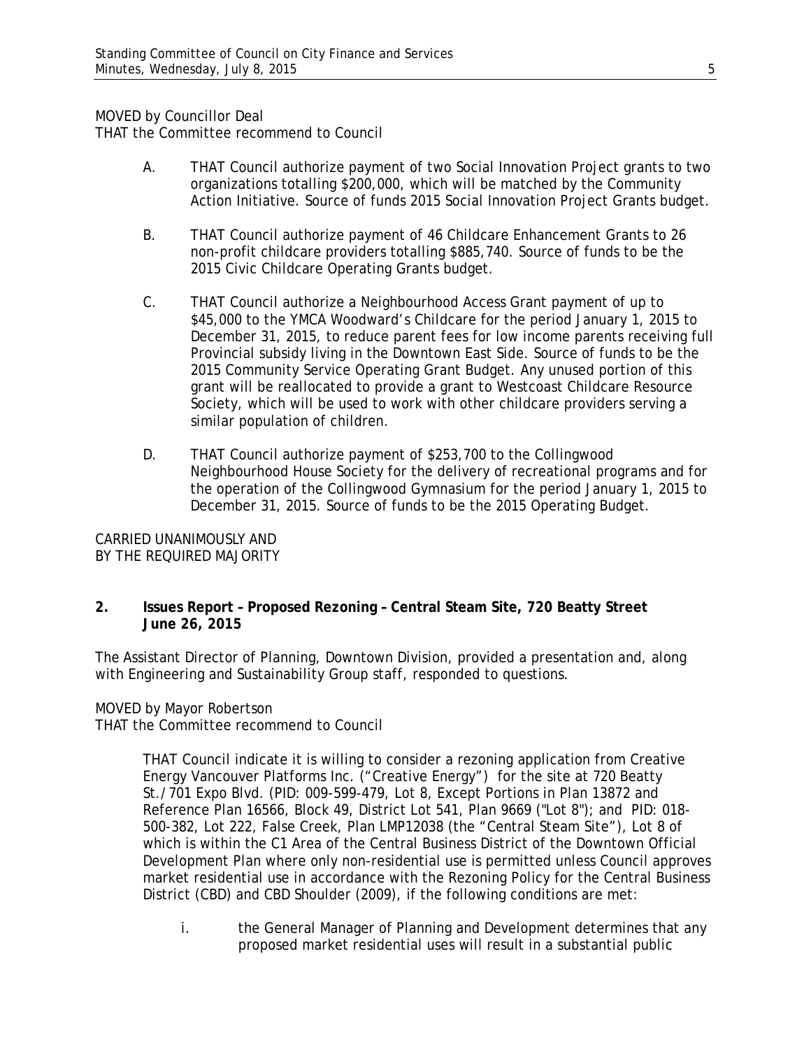MOVED by Councillor Deal
THAT the Committee recommend to Council

A. THAT Council authorize payment of two Social Innovation Project grants to two organizations totalling $200,000, which will be matched by the Community Action Initiative. Source of funds 2015 Social Innovation Project Grants budget.

B. THAT Council authorize payment of 46 Childcare Enhancement Grants to 26 non-profit childcare providers totalling $885,740. Source of funds to be the 2015 Civic Childcare Operating Grants budget.

C. THAT Council authorize a Neighbourhood Access Grant payment of up to $45,000 to the YMCA Woodward's Childcare for the period January 1, 2015 to December 31, 2015, to reduce parent fees for low income parents receiving full Provincial subsidy living in the Downtown East Side. Source of funds to be the 2015 Community Service Operating Grant Budget. Any unused portion of this grant will be reallocated to provide a grant to Westcoast Childcare Resource Society, which will be used to work with other childcare providers serving a similar population of children.

D. THAT Council authorize payment of $253,700 to the Collingwood Neighbourhood House Society for the delivery of recreational programs and for the operation of the Collingwood Gymnasium for the period January 1, 2015 to December 31, 2015. Source of funds to be the 2015 Operating Budget.

CARRIED UNANIMOUSLY AND
BY THE REQUIRED MAJORITY

## 2. Issues Report – Proposed Rezoning – Central Steam Site, 720 Beatty Street June 26, 2015

The Assistant Director of Planning, Downtown Division, provided a presentation and, along with Engineering and Sustainability Group staff, responded to questions.

MOVED by Mayor Robertson
THAT the Committee recommend to Council

THAT Council indicate it is willing to consider a rezoning application from Creative Energy Vancouver Platforms Inc. ("Creative Energy") for the site at 720 Beatty St./701 Expo Blvd. (PID: 009-599-479, Lot 8, Except Portions in Plan 13872 and Reference Plan 16566, Block 49, District Lot 541, Plan 9669 ("Lot 8"); and PID: 018-500-382, Lot 222, False Creek, Plan LMP12038 (the "Central Steam Site"), Lot 8 of which is within the C1 Area of the Central Business District of the Downtown Official Development Plan where only non-residential use is permitted unless Council approves market residential use in accordance with the Rezoning Policy for the Central Business District (CBD) and CBD Shoulder (2009), if the following conditions are met:

i. the General Manager of Planning and Development determines that any proposed market residential uses will result in a substantial public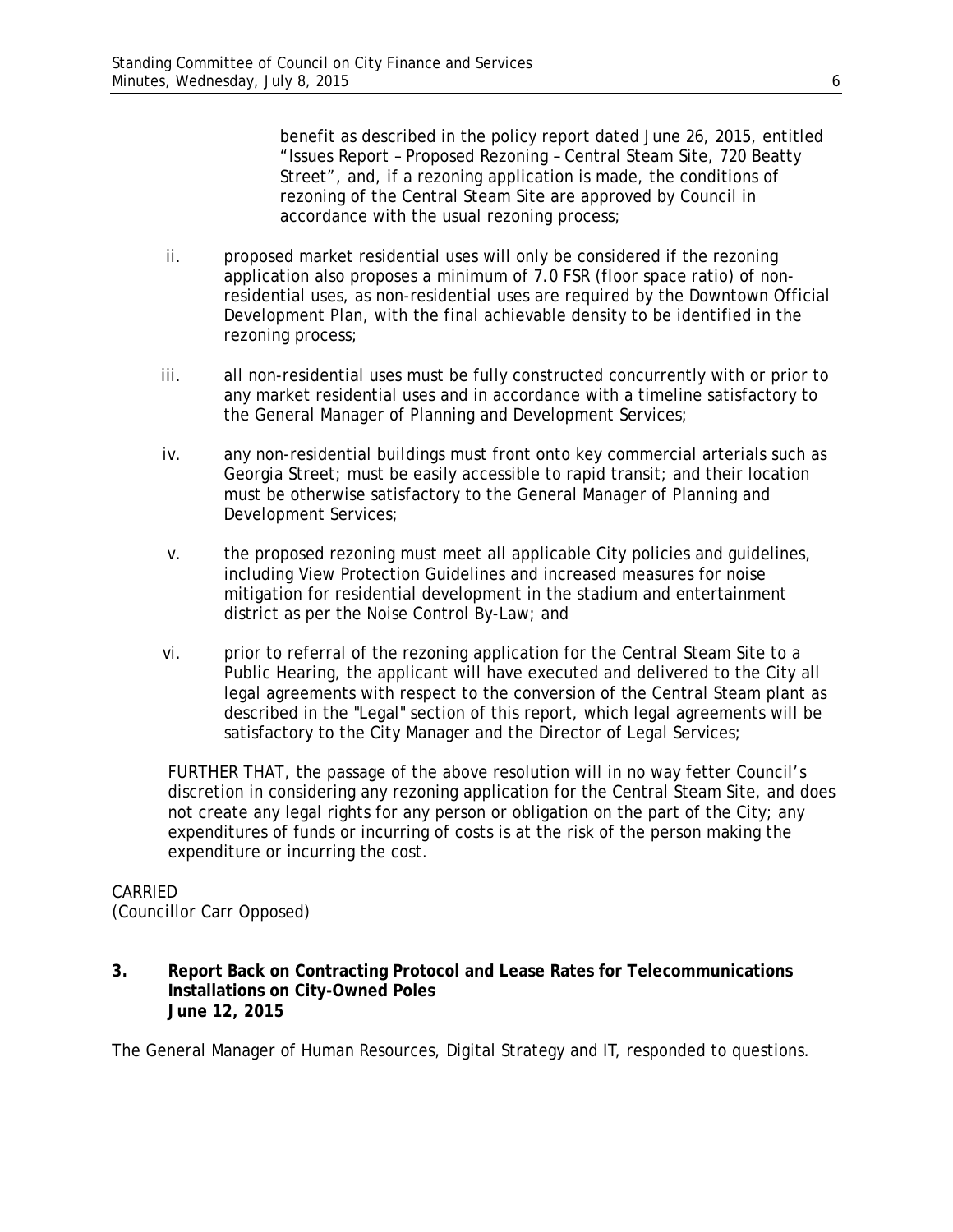benefit as described in the policy report dated June 26, 2015, entitled "Issues Report – Proposed Rezoning – Central Steam Site, 720 Beatty Street", and, if a rezoning application is made, the conditions of rezoning of the Central Steam Site are approved by Council in accordance with the usual rezoning process;

ii. proposed market residential uses will only be considered if the rezoning application also proposes a minimum of 7.0 FSR (floor space ratio) of non-residential uses, as non-residential uses are required by the Downtown Official Development Plan, with the final achievable density to be identified in the rezoning process;

iii. all non-residential uses must be fully constructed concurrently with or prior to any market residential uses and in accordance with a timeline satisfactory to the General Manager of Planning and Development Services;

iv. any non-residential buildings must front onto key commercial arterials such as Georgia Street; must be easily accessible to rapid transit; and their location must be otherwise satisfactory to the General Manager of Planning and Development Services;

v. the proposed rezoning must meet all applicable City policies and guidelines, including View Protection Guidelines and increased measures for noise mitigation for residential development in the stadium and entertainment district as per the Noise Control By-Law; and

vi. prior to referral of the rezoning application for the Central Steam Site to a Public Hearing, the applicant will have executed and delivered to the City all legal agreements with respect to the conversion of the Central Steam plant as described in the "Legal" section of this report, which legal agreements will be satisfactory to the City Manager and the Director of Legal Services;

FURTHER THAT, the passage of the above resolution will in no way fetter Council's discretion in considering any rezoning application for the Central Steam Site, and does not create any legal rights for any person or obligation on the part of the City; any expenditures of funds or incurring of costs is at the risk of the person making the expenditure or incurring the cost.

CARRIED
(Councillor Carr Opposed)

**3. Report Back on Contracting Protocol and Lease Rates for Telecommunications Installations on City-Owned Poles**
**June 12, 2015**

The General Manager of Human Resources, Digital Strategy and IT, responded to questions.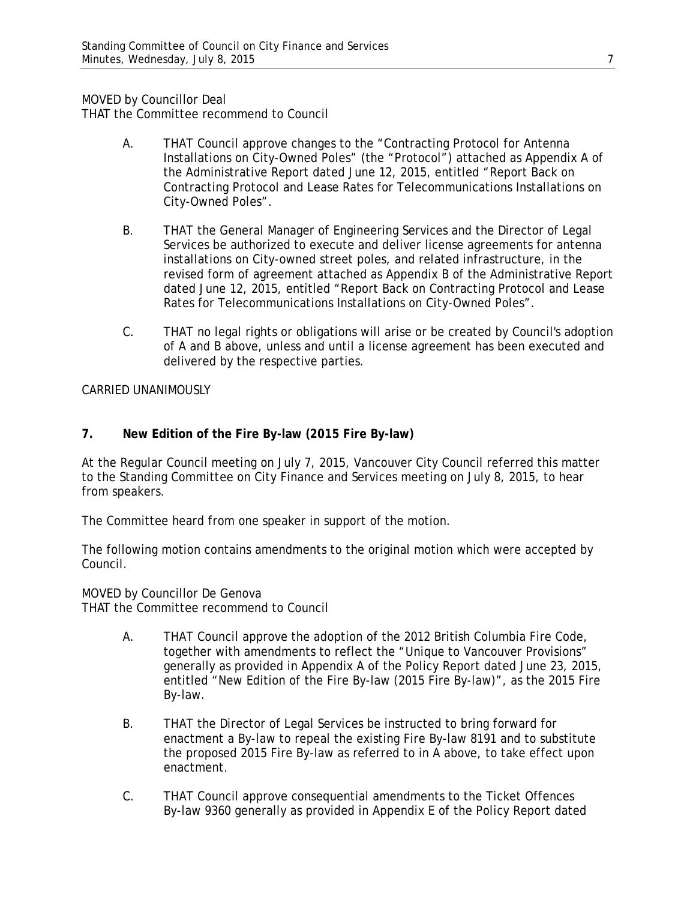MOVED by Councillor Deal
THAT the Committee recommend to Council

A. THAT Council approve changes to the "Contracting Protocol for Antenna Installations on City-Owned Poles" (the "Protocol") attached as Appendix A of the Administrative Report dated June 12, 2015, entitled "Report Back on Contracting Protocol and Lease Rates for Telecommunications Installations on City-Owned Poles".

B. THAT the General Manager of Engineering Services and the Director of Legal Services be authorized to execute and deliver license agreements for antenna installations on City-owned street poles, and related infrastructure, in the revised form of agreement attached as Appendix B of the Administrative Report dated June 12, 2015, entitled "Report Back on Contracting Protocol and Lease Rates for Telecommunications Installations on City-Owned Poles".

C. THAT no legal rights or obligations will arise or be created by Council's adoption of A and B above, unless and until a license agreement has been executed and delivered by the respective parties.

CARRIED UNANIMOUSLY

**7. New Edition of the Fire By-law (2015 Fire By-law)**

At the Regular Council meeting on July 7, 2015, Vancouver City Council referred this matter to the Standing Committee on City Finance and Services meeting on July 8, 2015, to hear from speakers.

The Committee heard from one speaker in support of the motion.

The following motion contains amendments to the original motion which were accepted by Council.

MOVED by Councillor De Genova
THAT the Committee recommend to Council

A. THAT Council approve the adoption of the 2012 British Columbia Fire Code, together with amendments to reflect the "Unique to Vancouver Provisions" generally as provided in Appendix A of the Policy Report dated June 23, 2015, entitled "New Edition of the Fire By-law (2015 Fire By-law)", as the 2015 Fire By-law.

B. THAT the Director of Legal Services be instructed to bring forward for enactment a By-law to repeal the existing Fire By-law 8191 and to substitute the proposed 2015 Fire By-law as referred to in A above, to take effect upon enactment.

C. THAT Council approve consequential amendments to the Ticket Offences By-law 9360 generally as provided in Appendix E of the Policy Report dated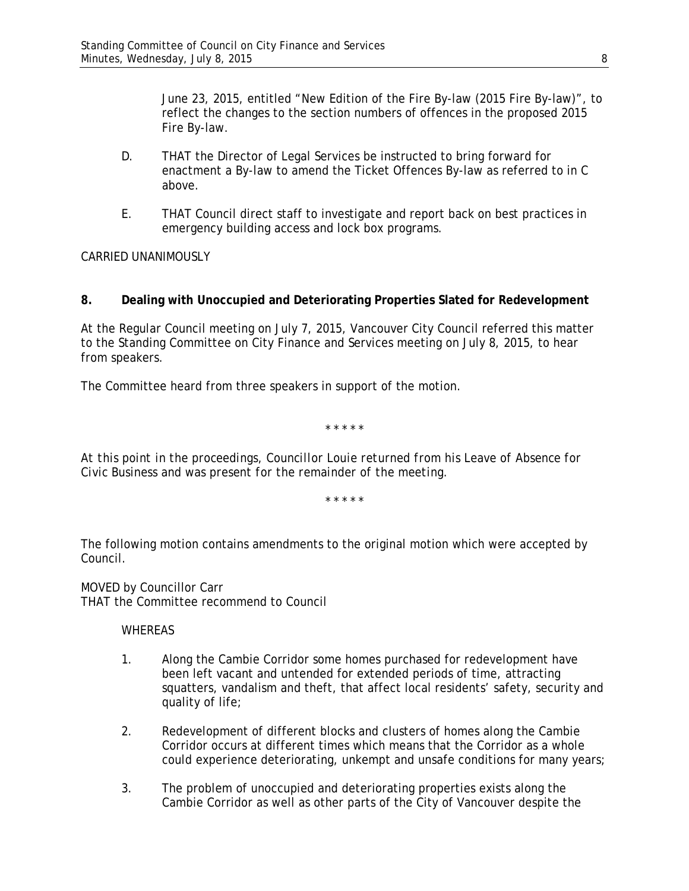June 23, 2015, entitled "New Edition of the Fire By-law (2015 Fire By-law)", to reflect the changes to the section numbers of offences in the proposed 2015 Fire By-law.

D. THAT the Director of Legal Services be instructed to bring forward for enactment a By-law to amend the Ticket Offences By-law as referred to in C above.

E. THAT Council direct staff to investigate and report back on best practices in emergency building access and lock box programs.

CARRIED UNANIMOUSLY

**8. Dealing with Unoccupied and Deteriorating Properties Slated for Redevelopment**

At the Regular Council meeting on July 7, 2015, Vancouver City Council referred this matter to the Standing Committee on City Finance and Services meeting on July 8, 2015, to hear from speakers.

The Committee heard from three speakers in support of the motion.

\* \* \* \* \*

*At this point in the proceedings, Councillor Louie returned from his Leave of Absence for Civic Business and was present for the remainder of the meeting.*

\* \* \* \* \*

The following motion contains amendments to the original motion which were accepted by Council.

MOVED by Councillor Carr
THAT the Committee recommend to Council

WHEREAS

1. Along the Cambie Corridor some homes purchased for redevelopment have been left vacant and untended for extended periods of time, attracting squatters, vandalism and theft, that affect local residents' safety, security and quality of life;

2. Redevelopment of different blocks and clusters of homes along the Cambie Corridor occurs at different times which means that the Corridor as a whole could experience deteriorating, unkempt and unsafe conditions for many years;

3. The problem of unoccupied and deteriorating properties exists along the Cambie Corridor as well as other parts of the City of Vancouver despite the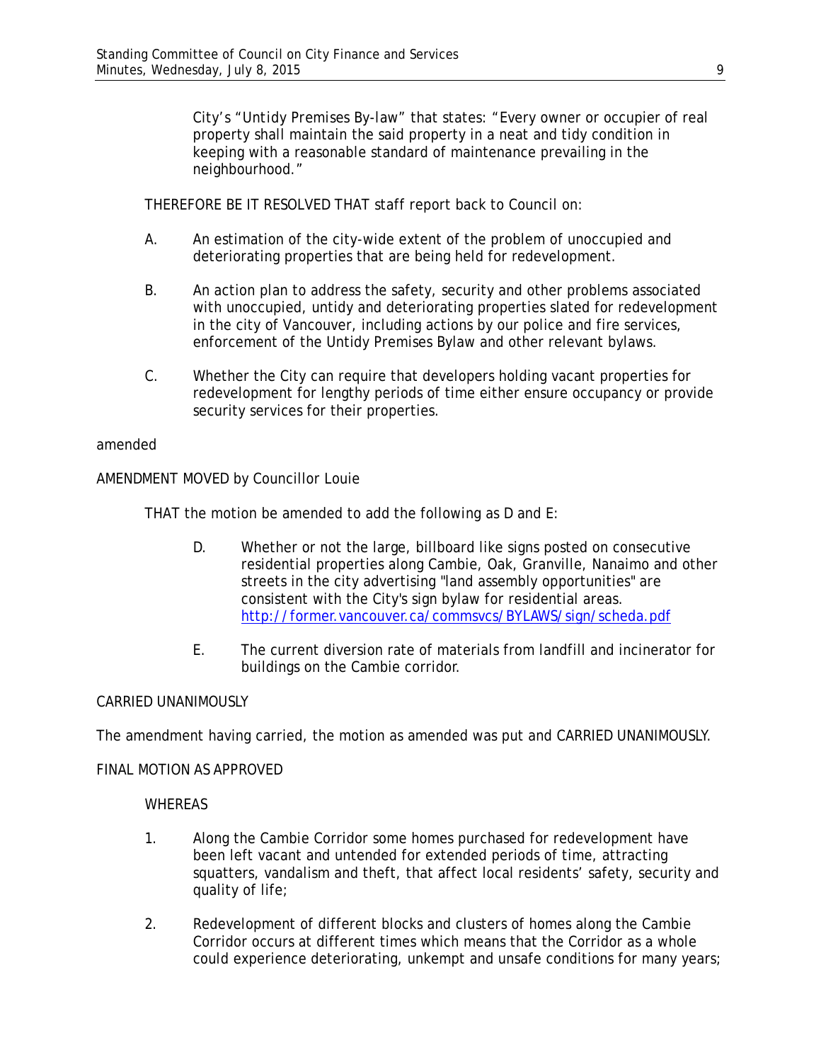City's "Untidy Premises By-law" that states: "Every owner or occupier of real property shall maintain the said property in a neat and tidy condition in keeping with a reasonable standard of maintenance prevailing in the neighbourhood."

THEREFORE BE IT RESOLVED THAT staff report back to Council on:

A. An estimation of the city-wide extent of the problem of unoccupied and deteriorating properties that are being held for redevelopment.

B. An action plan to address the safety, security and other problems associated with unoccupied, untidy and deteriorating properties slated for redevelopment in the city of Vancouver, including actions by our police and fire services, enforcement of the Untidy Premises Bylaw and other relevant bylaws.

C. Whether the City can require that developers holding vacant properties for redevelopment for lengthy periods of time either ensure occupancy or provide security services for their properties.

amended

AMENDMENT MOVED by Councillor Louie

THAT the motion be amended to add the following as D and E:

D. Whether or not the large, billboard like signs posted on consecutive residential properties along Cambie, Oak, Granville, Nanaimo and other streets in the city advertising "land assembly opportunities" are consistent with the City's sign bylaw for residential areas. [http://former.vancouver.ca/commsvcs/BYLAWS/sign/scheda.pdf](http://former.vancouver.ca/commsvcs/BYLAWS/sign/scheda.pdf)

E. The current diversion rate of materials from landfill and incinerator for buildings on the Cambie corridor.

CARRIED UNANIMOUSLY

The amendment having carried, the motion as amended was put and CARRIED UNANIMOUSLY.

FINAL MOTION AS APPROVED

WHEREAS

1. Along the Cambie Corridor some homes purchased for redevelopment have been left vacant and untended for extended periods of time, attracting squatters, vandalism and theft, that affect local residents' safety, security and quality of life;

2. Redevelopment of different blocks and clusters of homes along the Cambie Corridor occurs at different times which means that the Corridor as a whole could experience deteriorating, unkempt and unsafe conditions for many years;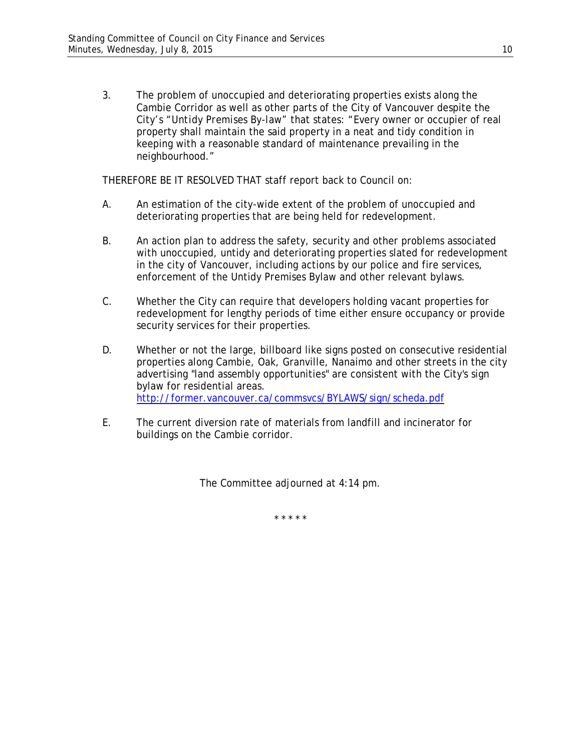3. The problem of unoccupied and deteriorating properties exists along the Cambie Corridor as well as other parts of the City of Vancouver despite the City's "*Untidy Premises By-law*" that states: "Every owner or occupier of real property shall maintain the said property in a neat and tidy condition in keeping with a reasonable standard of maintenance prevailing in the neighbourhood."

THEREFORE BE IT RESOLVED THAT staff report back to Council on:

A. An estimation of the city-wide extent of the problem of unoccupied and deteriorating properties that are being held for redevelopment.

B. An action plan to address the safety, security and other problems associated with unoccupied, untidy and deteriorating properties slated for redevelopment in the city of Vancouver, including actions by our police and fire services, enforcement of the Untidy Premises Bylaw and other relevant bylaws.

C. Whether the City can require that developers holding vacant properties for redevelopment for lengthy periods of time either ensure occupancy or provide security services for their properties.

D. Whether or not the large, billboard like signs posted on consecutive residential properties along Cambie, Oak, Granville, Nanaimo and other streets in the city advertising "land assembly opportunities" are consistent with the City's sign bylaw for residential areas. http://former.vancouver.ca/commsvcs/BYLAWS/sign/scheda.pdf

E. The current diversion rate of materials from landfill and incinerator for buildings on the Cambie corridor.

The Committee adjourned at 4:14 pm.

\* \* \* \* \*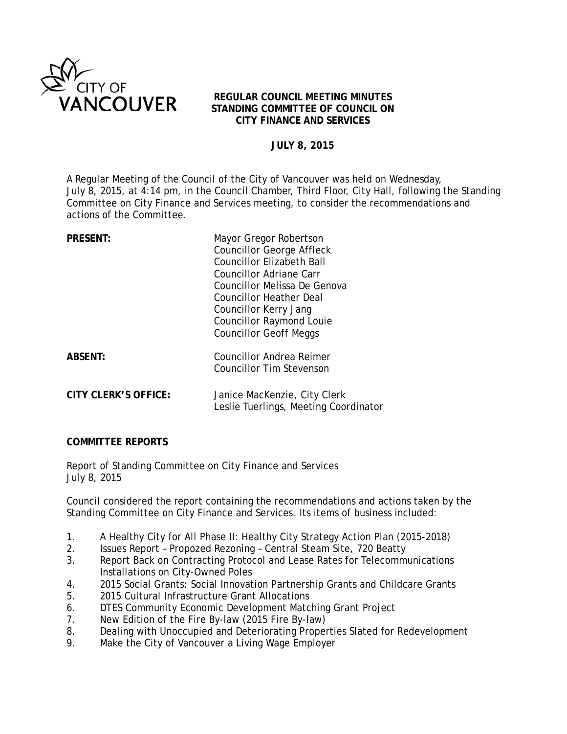# REGULAR COUNCIL MEETING MINUTES
# STANDING COMMITTEE OF COUNCIL ON CITY FINANCE AND SERVICES

**JULY 8, 2015**

A Regular Meeting of the Council of the City of Vancouver was held on Wednesday, July 8, 2015, at 4:14 pm, in the Council Chamber, Third Floor, City Hall, following the Standing Committee on City Finance and Services meeting, to consider the recommendations and actions of the Committee.

| | |
|---|---|
| **PRESENT:** | Mayor Gregor Robertson<br>Councillor George Affleck<br>Councillor Elizabeth Ball<br>Councillor Adriane Carr<br>Councillor Melissa De Genova<br>Councillor Heather Deal<br>Councillor Kerry Jang<br>Councillor Raymond Louie<br>Councillor Geoff Meggs |
| **ABSENT:** | Councillor Andrea Reimer<br>Councillor Tim Stevenson |
| **CITY CLERK'S OFFICE:** | Janice MacKenzie, City Clerk<br>Leslie Tuerlings, Meeting Coordinator |

**COMMITTEE REPORTS**

Report of Standing Committee on City Finance and Services
July 8, 2015

Council considered the report containing the recommendations and actions taken by the Standing Committee on City Finance and Services. Its items of business included:

1. A Healthy City for All Phase II: Healthy City Strategy Action Plan (2015-2018)
2. Issues Report – Propozed Rezoning – Central Steam Site, 720 Beatty
3. Report Back on Contracting Protocol and Lease Rates for Telecommunications Installations on City-Owned Poles
4. 2015 Social Grants: Social Innovation Partnership Grants and Childcare Grants
5. 2015 Cultural Infrastructure Grant Allocations
6. DTES Community Economic Development Matching Grant Project
7. New Edition of the Fire By-law (2015 Fire By-law)
8. Dealing with Unoccupied and Deteriorating Properties Slated for Redevelopment
9. Make the City of Vancouver a Living Wage Employer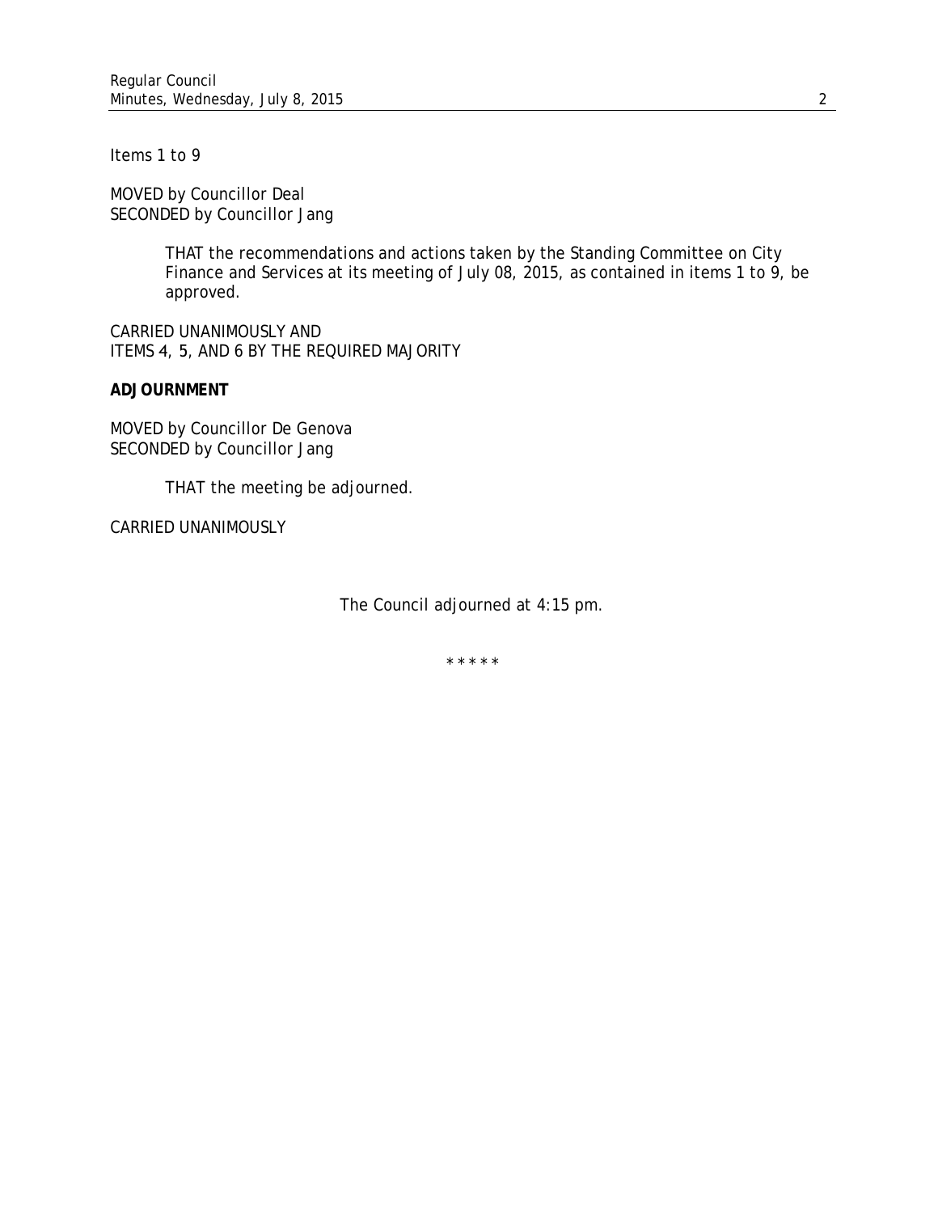Items 1 to 9

MOVED by Councillor Deal
SECONDED by Councillor Jang

> THAT the recommendations and actions taken by the Standing Committee on City Finance and Services at its meeting of July 08, 2015, as contained in items 1 to 9, be approved.

CARRIED UNANIMOUSLY AND
ITEMS 4, 5, AND 6 BY THE REQUIRED MAJORITY

**ADJOURNMENT**

MOVED by Councillor De Genova
SECONDED by Councillor Jang

> THAT the meeting be adjourned.

CARRIED UNANIMOUSLY

The Council adjourned at 4:15 pm.

* * * * *